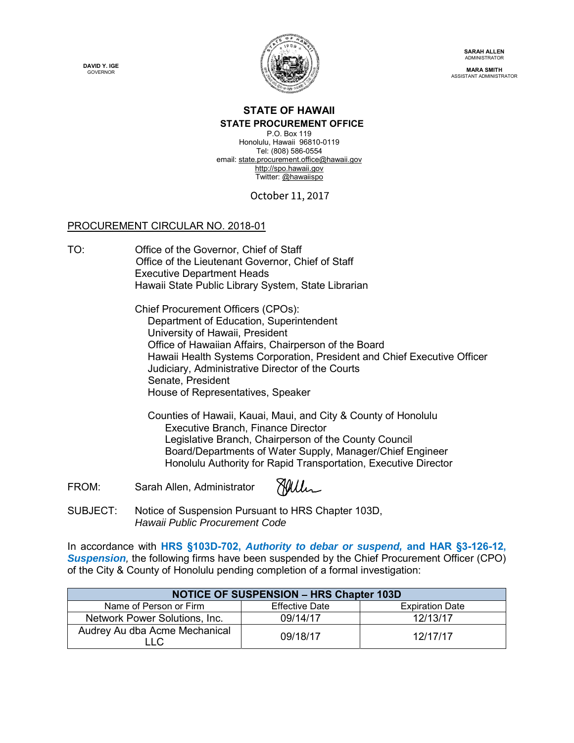DAVID Y. IGE
GOVERNOR

SARAH ALLEN
ADMINISTRATOR

MARA SMITH
ASSISTANT ADMINISTRATOR

# STATE OF HAWAII

## STATE PROCUREMENT OFFICE

P.O. Box 119
Honolulu, Hawaii 96810-0119
Tel: (808) 586-0554
email: state.procurement.office@hawaii.gov
http://spo.hawaii.gov
Twitter: @hawaiispo

October 11, 2017

PROCUREMENT CIRCULAR NO. 2018-01

TO: Office of the Governor, Chief of Staff
Office of the Lieutenant Governor, Chief of Staff
Executive Department Heads
Hawaii State Public Library System, State Librarian

Chief Procurement Officers (CPOs):
Department of Education, Superintendent
University of Hawaii, President
Office of Hawaiian Affairs, Chairperson of the Board
Hawaii Health Systems Corporation, President and Chief Executive Officer
Judiciary, Administrative Director of the Courts
Senate, President
House of Representatives, Speaker

Counties of Hawaii, Kauai, Maui, and City & County of Honolulu
Executive Branch, Finance Director
Legislative Branch, Chairperson of the County Council
Board/Departments of Water Supply, Manager/Chief Engineer
Honolulu Authority for Rapid Transportation, Executive Director

FROM: Sarah Allen, Administrator

SUBJECT: Notice of Suspension Pursuant to HRS Chapter 103D, *Hawaii Public Procurement Code*

In accordance with **HRS §103D-702, *Authority to debar or suspend,* and HAR §3-126-12, *Suspension*,** the following firms have been suspended by the Chief Procurement Officer (CPO) of the City & County of Honolulu pending completion of a formal investigation:

| NOTICE OF SUSPENSION – HRS Chapter 103D | | |
|---|---|---|
| Name of Person or Firm | Effective Date | Expiration Date |
| Network Power Solutions, Inc. | 09/14/17 | 12/13/17 |
| Audrey Au dba Acme Mechanical LLC | 09/18/17 | 12/17/17 |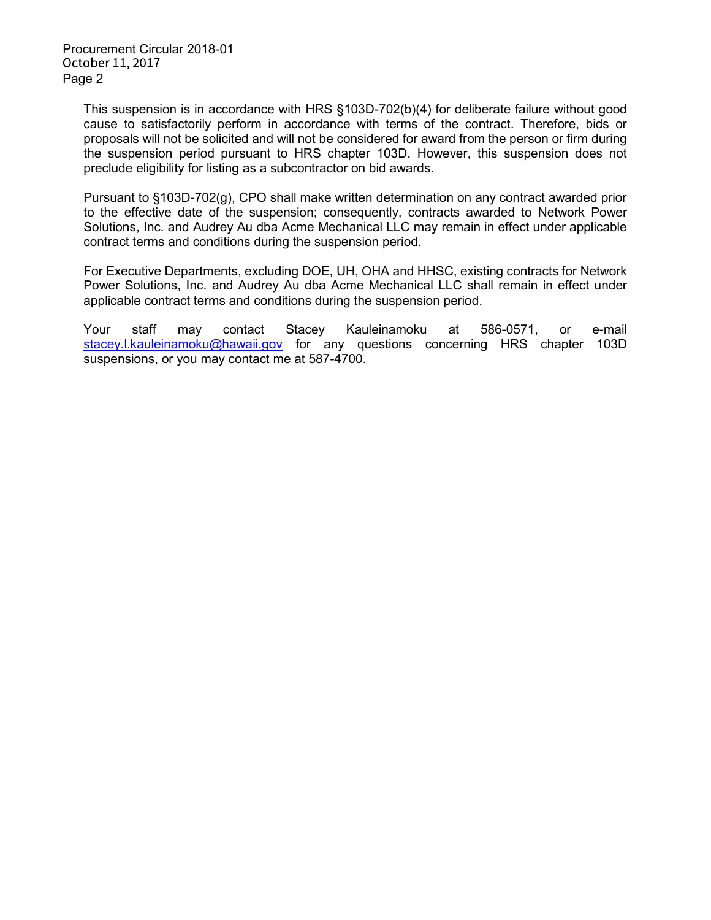This suspension is in accordance with HRS §103D-702(b)(4) for deliberate failure without good cause to satisfactorily perform in accordance with terms of the contract. Therefore, bids or proposals will not be solicited and will not be considered for award from the person or firm during the suspension period pursuant to HRS chapter 103D. However, this suspension does not preclude eligibility for listing as a subcontractor on bid awards.

Pursuant to §103D-702(g), CPO shall make written determination on any contract awarded prior to the effective date of the suspension; consequently, contracts awarded to Network Power Solutions, Inc. and Audrey Au dba Acme Mechanical LLC may remain in effect under applicable contract terms and conditions during the suspension period.

For Executive Departments, excluding DOE, UH, OHA and HHSC, existing contracts for Network Power Solutions, Inc. and Audrey Au dba Acme Mechanical LLC shall remain in effect under applicable contract terms and conditions during the suspension period.

Your staff may contact Stacey Kauleinamoku at 586-0571, or e-mail stacey.l.kauleinamoku@hawaii.gov for any questions concerning HRS chapter 103D suspensions, or you may contact me at 587-4700.